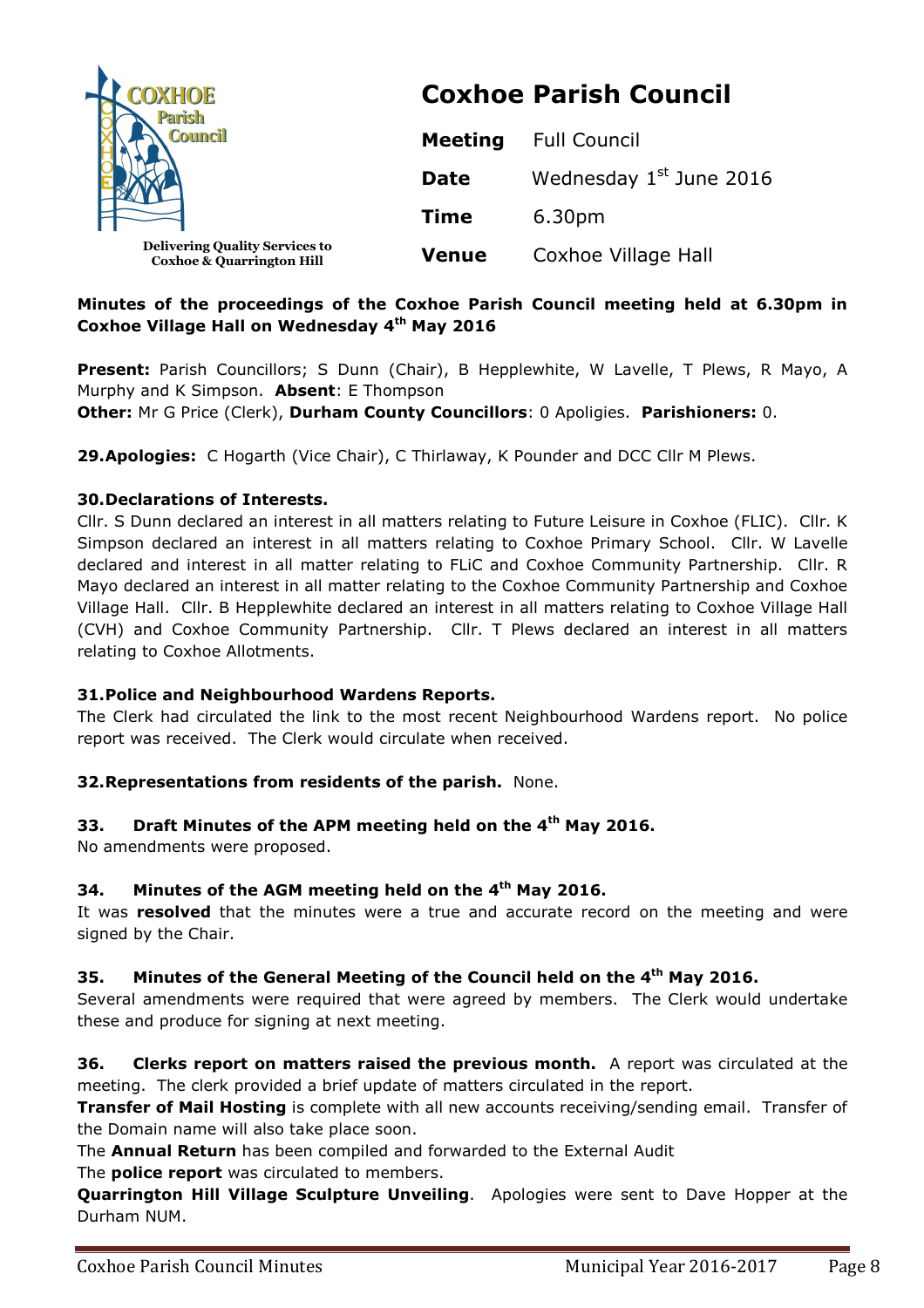**COXHOE Parish Council**

Delivering Quality Services to Coxhoe & Quarrington Hill

# Coxhoe Parish Council

| | |
|---|---|
| **Meeting** | Full Council |
| **Date** | Wednesday 1st June 2016 |
| **Time** | 6.30pm |
| **Venue** | Coxhoe Village Hall |

**Minutes of the proceedings of the Coxhoe Parish Council meeting held at 6.30pm in Coxhoe Village Hall on Wednesday 4th May 2016**

**Present:** Parish Councillors; S Dunn (Chair), B Hepplewhite, W Lavelle, T Plews, R Mayo, A Murphy and K Simpson. **Absent**: E Thompson
**Other:** Mr G Price (Clerk), **Durham County Councillors**: 0 Apoligies. **Parishioners:** 0.

**29. Apologies:** C Hogarth (Vice Chair), C Thirlaway, K Pounder and DCC Cllr M Plews.

**30. Declarations of Interests.**
Cllr. S Dunn declared an interest in all matters relating to Future Leisure in Coxhoe (FLIC). Cllr. K Simpson declared an interest in all matters relating to Coxhoe Primary School. Cllr. W Lavelle declared and interest in all matter relating to FLiC and Coxhoe Community Partnership. Cllr. R Mayo declared an interest in all matter relating to the Coxhoe Community Partnership and Coxhoe Village Hall. Cllr. B Hepplewhite declared an interest in all matters relating to Coxhoe Village Hall (CVH) and Coxhoe Community Partnership. Cllr. T Plews declared an interest in all matters relating to Coxhoe Allotments.

**31. Police and Neighbourhood Wardens Reports.**
The Clerk had circulated the link to the most recent Neighbourhood Wardens report. No police report was received. The Clerk would circulate when received.

**32. Representations from residents of the parish.** None.

**33. Draft Minutes of the APM meeting held on the 4th May 2016.**
No amendments were proposed.

**34. Minutes of the AGM meeting held on the 4th May 2016.**
It was **resolved** that the minutes were a true and accurate record on the meeting and were signed by the Chair.

**35. Minutes of the General Meeting of the Council held on the 4th May 2016.**
Several amendments were required that were agreed by members. The Clerk would undertake these and produce for signing at next meeting.

**36. Clerks report on matters raised the previous month.** A report was circulated at the meeting. The clerk provided a brief update of matters circulated in the report.
**Transfer of Mail Hosting** is complete with all new accounts receiving/sending email. Transfer of the Domain name will also take place soon.
The **Annual Return** has been compiled and forwarded to the External Audit
The **police report** was circulated to members.
**Quarrington Hill Village Sculpture Unveiling**. Apologies were sent to Dave Hopper at the Durham NUM.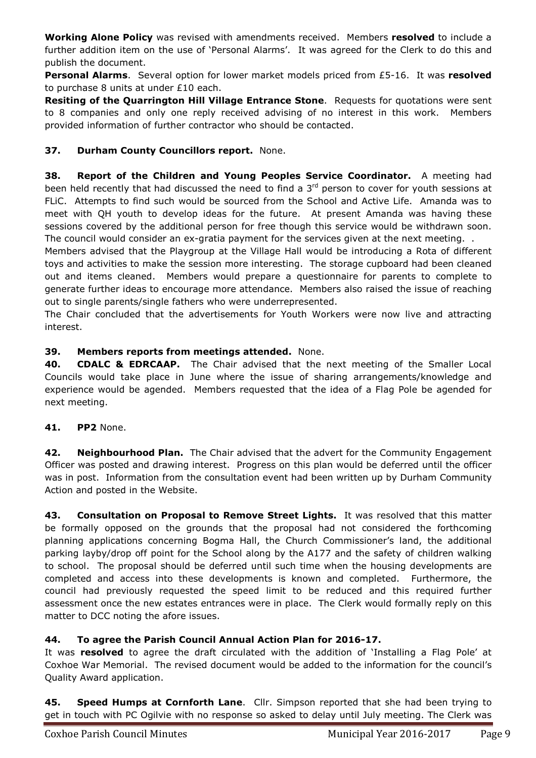**Working Alone Policy** was revised with amendments received. Members **resolved** to include a further addition item on the use of 'Personal Alarms'. It was agreed for the Clerk to do this and publish the document.

**Personal Alarms**. Several option for lower market models priced from £5-16. It was **resolved** to purchase 8 units at under £10 each.

**Resiting of the Quarrington Hill Village Entrance Stone**. Requests for quotations were sent to 8 companies and only one reply received advising of no interest in this work. Members provided information of further contractor who should be contacted.

**37. Durham County Councillors report.** None.

**38. Report of the Children and Young Peoples Service Coordinator.** A meeting had been held recently that had discussed the need to find a 3rd person to cover for youth sessions at FLiC. Attempts to find such would be sourced from the School and Active Life. Amanda was to meet with QH youth to develop ideas for the future. At present Amanda was having these sessions covered by the additional person for free though this service would be withdrawn soon. The council would consider an ex-gratia payment for the services given at the next meeting. .

Members advised that the Playgroup at the Village Hall would be introducing a Rota of different toys and activities to make the session more interesting. The storage cupboard had been cleaned out and items cleaned. Members would prepare a questionnaire for parents to complete to generate further ideas to encourage more attendance. Members also raised the issue of reaching out to single parents/single fathers who were underrepresented.

The Chair concluded that the advertisements for Youth Workers were now live and attracting interest.

**39. Members reports from meetings attended.** None.

**40. CDALC & EDRCAAP.** The Chair advised that the next meeting of the Smaller Local Councils would take place in June where the issue of sharing arrangements/knowledge and experience would be agended. Members requested that the idea of a Flag Pole be agended for next meeting.

**41. PP2** None.

**42. Neighbourhood Plan.** The Chair advised that the advert for the Community Engagement Officer was posted and drawing interest. Progress on this plan would be deferred until the officer was in post. Information from the consultation event had been written up by Durham Community Action and posted in the Website.

**43. Consultation on Proposal to Remove Street Lights.** It was resolved that this matter be formally opposed on the grounds that the proposal had not considered the forthcoming planning applications concerning Bogma Hall, the Church Commissioner's land, the additional parking layby/drop off point for the School along by the A177 and the safety of children walking to school. The proposal should be deferred until such time when the housing developments are completed and access into these developments is known and completed. Furthermore, the council had previously requested the speed limit to be reduced and this required further assessment once the new estates entrances were in place. The Clerk would formally reply on this matter to DCC noting the afore issues.

**44. To agree the Parish Council Annual Action Plan for 2016-17.**

It was **resolved** to agree the draft circulated with the addition of 'Installing a Flag Pole' at Coxhoe War Memorial. The revised document would be added to the information for the council's Quality Award application.

**45. Speed Humps at Cornforth Lane**. Cllr. Simpson reported that she had been trying to get in touch with PC Ogilvie with no response so asked to delay until July meeting. The Clerk was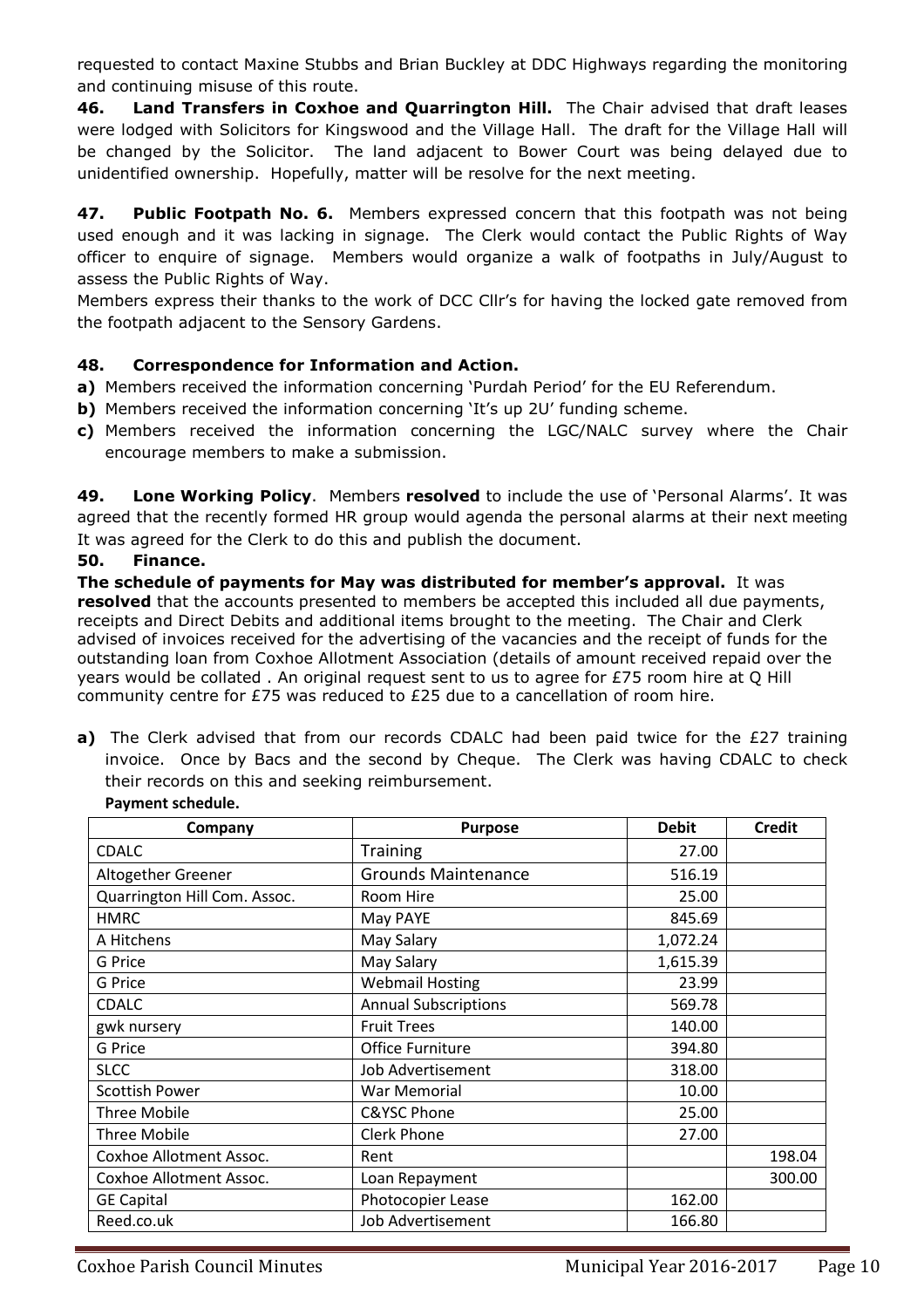requested to contact Maxine Stubbs and Brian Buckley at DDC Highways regarding the monitoring and continuing misuse of this route.

**46. Land Transfers in Coxhoe and Quarrington Hill.** The Chair advised that draft leases were lodged with Solicitors for Kingswood and the Village Hall. The draft for the Village Hall will be changed by the Solicitor. The land adjacent to Bower Court was being delayed due to unidentified ownership. Hopefully, matter will be resolve for the next meeting.

**47. Public Footpath No. 6.** Members expressed concern that this footpath was not being used enough and it was lacking in signage. The Clerk would contact the Public Rights of Way officer to enquire of signage. Members would organize a walk of footpaths in July/August to assess the Public Rights of Way.

Members express their thanks to the work of DCC Cllr's for having the locked gate removed from the footpath adjacent to the Sensory Gardens.

### 48. Correspondence for Information and Action.

**a)** Members received the information concerning 'Purdah Period' for the EU Referendum.

**b)** Members received the information concerning 'It's up 2U' funding scheme.

**c)** Members received the information concerning the LGC/NALC survey where the Chair encourage members to make a submission.

**49. Lone Working Policy**. Members **resolved** to include the use of 'Personal Alarms'. It was agreed that the recently formed HR group would agenda the personal alarms at their next meeting It was agreed for the Clerk to do this and publish the document.

### 50. Finance.

**The schedule of payments for May was distributed for member's approval.** It was **resolved** that the accounts presented to members be accepted this included all due payments, receipts and Direct Debits and additional items brought to the meeting. The Chair and Clerk advised of invoices received for the advertising of the vacancies and the receipt of funds for the outstanding loan from Coxhoe Allotment Association (details of amount received repaid over the years would be collated . An original request sent to us to agree for £75 room hire at Q Hill community centre for £75 was reduced to £25 due to a cancellation of room hire.

**a)** The Clerk advised that from our records CDALC had been paid twice for the £27 training invoice. Once by Bacs and the second by Cheque. The Clerk was having CDALC to check their records on this and seeking reimbursement.

**Payment schedule.**

| Company | Purpose | Debit | Credit |
|---|---|---|---|
| CDALC | Training | 27.00 | |
| Altogether Greener | Grounds Maintenance | 516.19 | |
| Quarrington Hill Com. Assoc. | Room Hire | 25.00 | |
| HMRC | May PAYE | 845.69 | |
| A Hitchens | May Salary | 1,072.24 | |
| G Price | May Salary | 1,615.39 | |
| G Price | Webmail Hosting | 23.99 | |
| CDALC | Annual Subscriptions | 569.78 | |
| gwk nursery | Fruit Trees | 140.00 | |
| G Price | Office Furniture | 394.80 | |
| SLCC | Job Advertisement | 318.00 | |
| Scottish Power | War Memorial | 10.00 | |
| Three Mobile | C&YSC Phone | 25.00 | |
| Three Mobile | Clerk Phone | 27.00 | |
| Coxhoe Allotment Assoc. | Rent | | 198.04 |
| Coxhoe Allotment Assoc. | Loan Repayment | | 300.00 |
| GE Capital | Photocopier Lease | 162.00 | |
| Reed.co.uk | Job Advertisement | 166.80 | |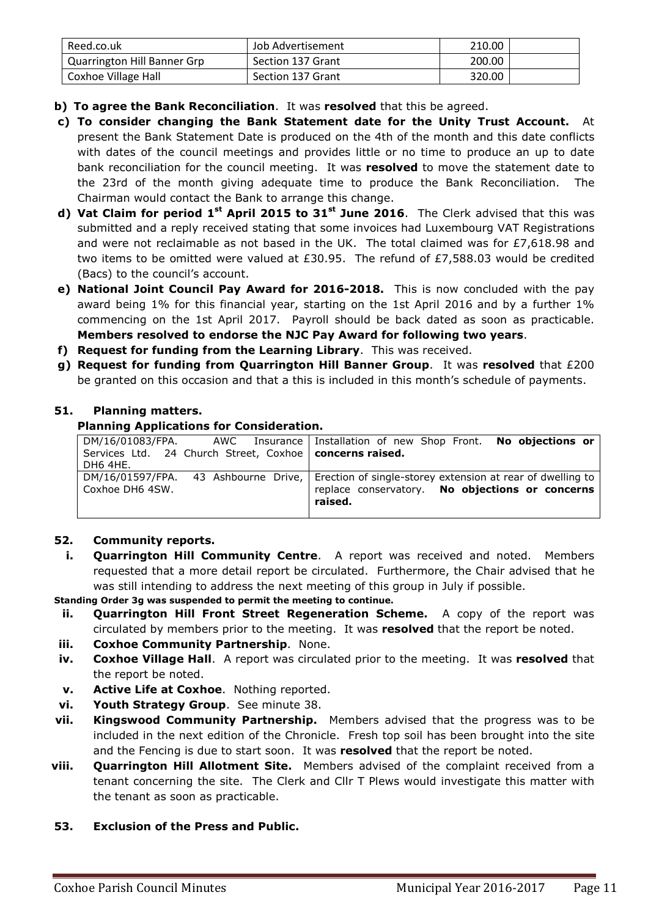| Reed.co.uk | Job Advertisement | 210.00 | |
|---|---|---|---|
| Quarrington Hill Banner Grp | Section 137 Grant | 200.00 | |
| Coxhoe Village Hall | Section 137 Grant | 320.00 | |

**b) To agree the Bank Reconciliation**. It was **resolved** that this be agreed.

**c) To consider changing the Bank Statement date for the Unity Trust Account.** At present the Bank Statement Date is produced on the 4th of the month and this date conflicts with dates of the council meetings and provides little or no time to produce an up to date bank reconciliation for the council meeting. It was **resolved** to move the statement date to the 23rd of the month giving adequate time to produce the Bank Reconciliation. The Chairman would contact the Bank to arrange this change.

**d) Vat Claim for period 1st April 2015 to 31st June 2016**. The Clerk advised that this was submitted and a reply received stating that some invoices had Luxembourg VAT Registrations and were not reclaimable as not based in the UK. The total claimed was for £7,618.98 and two items to be omitted were valued at £30.95. The refund of £7,588.03 would be credited (Bacs) to the council's account.

**e) National Joint Council Pay Award for 2016-2018.** This is now concluded with the pay award being 1% for this financial year, starting on the 1st April 2016 and by a further 1% commencing on the 1st April 2017. Payroll should be back dated as soon as practicable. **Members resolved to endorse the NJC Pay Award for following two years**.

**f) Request for funding from the Learning Library**. This was received.

**g) Request for funding from Quarrington Hill Banner Group**. It was **resolved** that £200 be granted on this occasion and that a this is included in this month's schedule of payments.

### 51. Planning matters.

**Planning Applications for Consideration.**

| | |
|---|---|
| DM/16/01083/FPA. AWC Insurance Services Ltd. 24 Church Street, Coxhoe DH6 4HE. | Installation of new Shop Front. **No objections or concerns raised.** |
| DM/16/01597/FPA. 43 Ashbourne Drive, Coxhoe DH6 4SW. | Erection of single-storey extension at rear of dwelling to replace conservatory. **No objections or concerns raised.** |

### 52. Community reports.

**i. Quarrington Hill Community Centre**. A report was received and noted. Members requested that a more detail report be circulated. Furthermore, the Chair advised that he was still intending to address the next meeting of this group in July if possible.

**Standing Order 3g was suspended to permit the meeting to continue.**

**ii. Quarrington Hill Front Street Regeneration Scheme.** A copy of the report was circulated by members prior to the meeting. It was **resolved** that the report be noted.

**iii. Coxhoe Community Partnership**. None.

**iv. Coxhoe Village Hall**. A report was circulated prior to the meeting. It was **resolved** that the report be noted.

**v. Active Life at Coxhoe**. Nothing reported.

**vi. Youth Strategy Group**. See minute 38.

**vii. Kingswood Community Partnership.** Members advised that the progress was to be included in the next edition of the Chronicle. Fresh top soil has been brought into the site and the Fencing is due to start soon. It was **resolved** that the report be noted.

**viii. Quarrington Hill Allotment Site.** Members advised of the complaint received from a tenant concerning the site. The Clerk and Cllr T Plews would investigate this matter with the tenant as soon as practicable.

### 53. Exclusion of the Press and Public.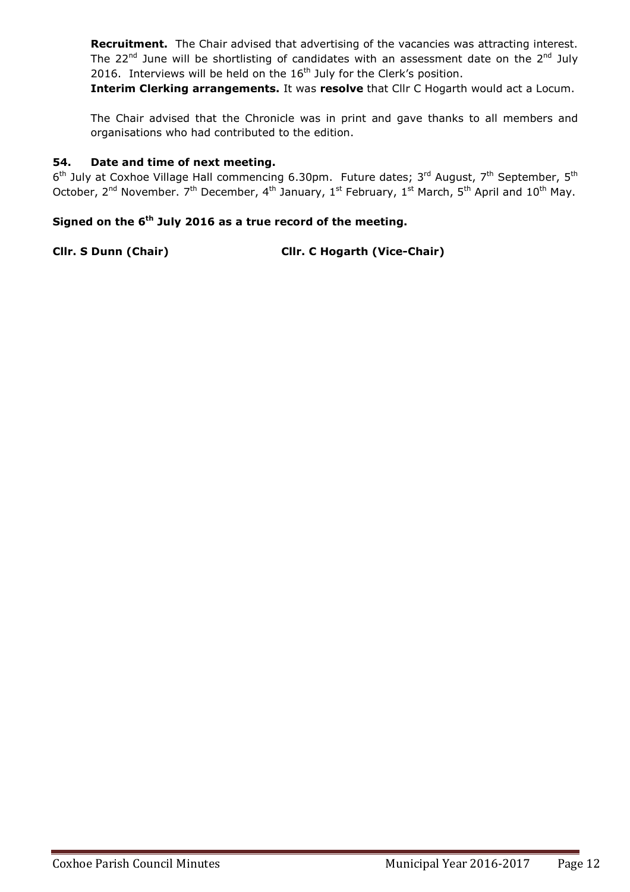**Recruitment.** The Chair advised that advertising of the vacancies was attracting interest. The 22nd June will be shortlisting of candidates with an assessment date on the 2nd July 2016. Interviews will be held on the 16th July for the Clerk's position.

**Interim Clerking arrangements.** It was **resolve** that Cllr C Hogarth would act a Locum.

The Chair advised that the Chronicle was in print and gave thanks to all members and organisations who had contributed to the edition.

### 54. Date and time of next meeting.

6th July at Coxhoe Village Hall commencing 6.30pm. Future dates; 3rd August, 7th September, 5th October, 2nd November. 7th December, 4th January, 1st February, 1st March, 5th April and 10th May.

**Signed on the 6th July 2016 as a true record of the meeting.**

**Cllr. S Dunn (Chair)** **Cllr. C Hogarth (Vice-Chair)**